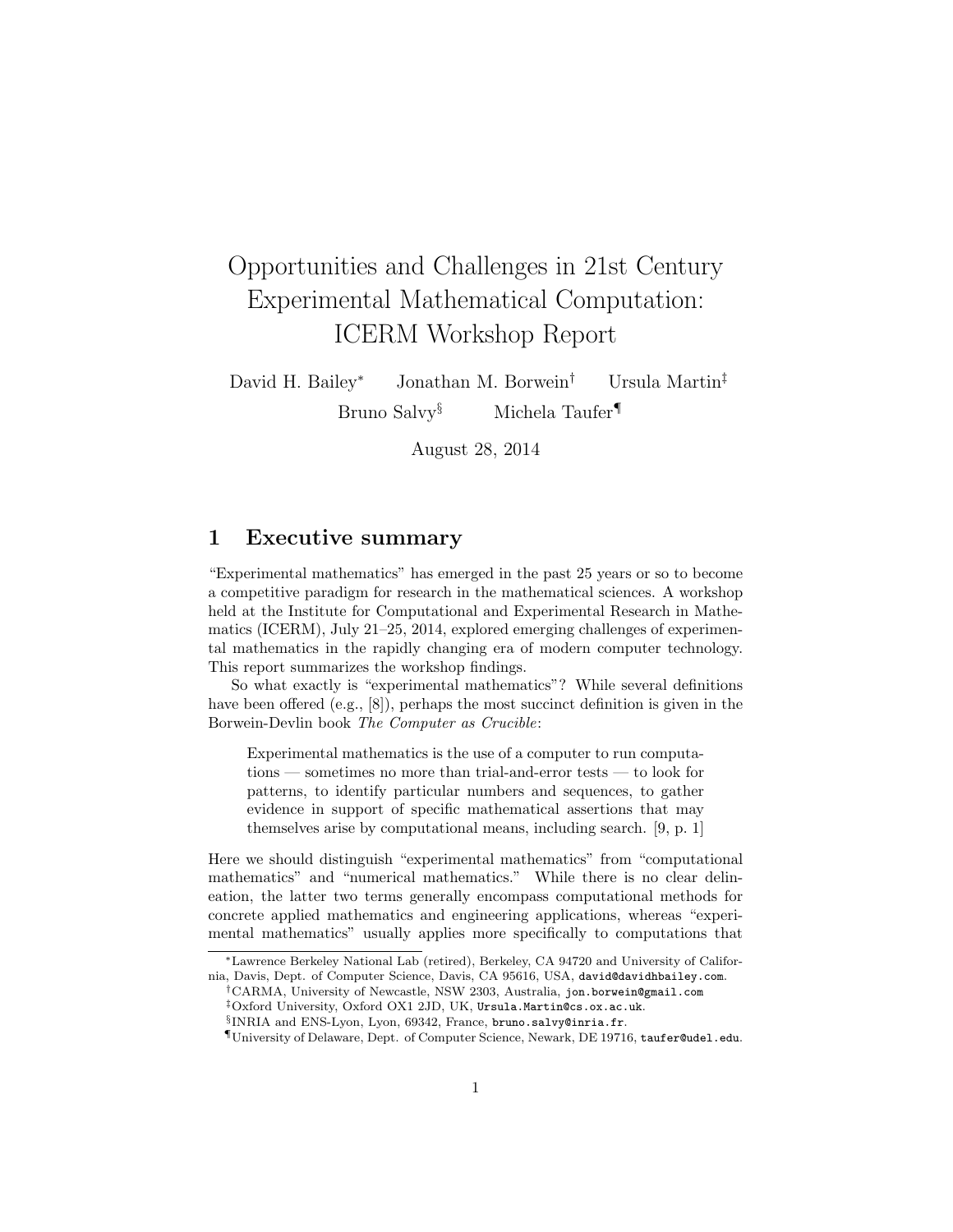# Opportunities and Challenges in 21st Century Experimental Mathematical Computation: ICERM Workshop Report

David H. Bailey[*] Jonathan M. Borwein[†] Ursula Martin[‡]
Bruno Salvy[§] Michela Taufer[¶]

August 28, 2014

## 1 Executive summary

"Experimental mathematics" has emerged in the past 25 years or so to become a competitive paradigm for research in the mathematical sciences. A workshop held at the Institute for Computational and Experimental Research in Mathematics (ICERM), July 21–25, 2014, explored emerging challenges of experimental mathematics in the rapidly changing era of modern computer technology. This report summarizes the workshop findings.

So what exactly is "experimental mathematics"? While several definitions have been offered (e.g., [8]), perhaps the most succinct definition is given in the Borwein-Devlin book *The Computer as Crucible*:

> Experimental mathematics is the use of a computer to run computations — sometimes no more than trial-and-error tests — to look for patterns, to identify particular numbers and sequences, to gather evidence in support of specific mathematical assertions that may themselves arise by computational means, including search. [9, p. 1]

Here we should distinguish "experimental mathematics" from "computational mathematics" and "numerical mathematics." While there is no clear delineation, the latter two terms generally encompass computational methods for concrete applied mathematics and engineering applications, whereas "experimental mathematics" usually applies more specifically to computations that

---

[*] Lawrence Berkeley National Lab (retired), Berkeley, CA 94720 and University of California, Davis, Dept. of Computer Science, Davis, CA 95616, USA, david@davidhbailey.com.

[†] CARMA, University of Newcastle, NSW 2303, Australia, jon.borwein@gmail.com

[‡] Oxford University, Oxford OX1 2JD, UK, Ursula.Martin@cs.ox.ac.uk.

[§] INRIA and ENS-Lyon, Lyon, 69342, France, bruno.salvy@inria.fr.

[¶] University of Delaware, Dept. of Computer Science, Newark, DE 19716, taufer@udel.edu.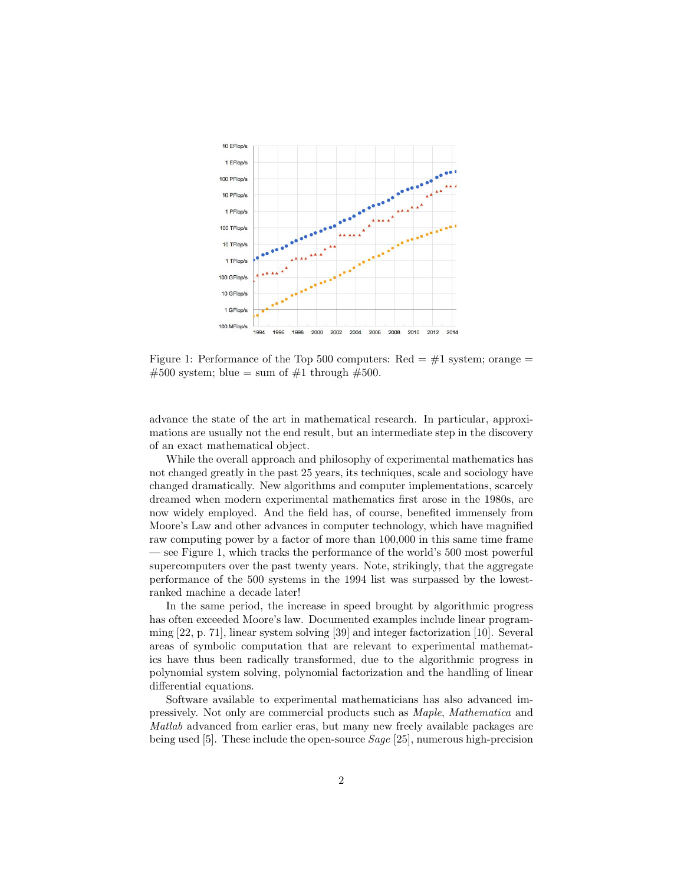Figure 1: Performance of the Top 500 computers: Red = #1 system; orange = #500 system; blue = sum of #1 through #500.

advance the state of the art in mathematical research. In particular, approximations are usually not the end result, but an intermediate step in the discovery of an exact mathematical object.

While the overall approach and philosophy of experimental mathematics has not changed greatly in the past 25 years, its techniques, scale and sociology have changed dramatically. New algorithms and computer implementations, scarcely dreamed when modern experimental mathematics first arose in the 1980s, are now widely employed. And the field has, of course, benefited immensely from Moore's Law and other advances in computer technology, which have magnified raw computing power by a factor of more than 100,000 in this same time frame — see Figure 1, which tracks the performance of the world's 500 most powerful supercomputers over the past twenty years. Note, strikingly, that the aggregate performance of the 500 systems in the 1994 list was surpassed by the lowest-ranked machine a decade later!

In the same period, the increase in speed brought by algorithmic progress has often exceeded Moore's law. Documented examples include linear programming [22, p. 71], linear system solving [39] and integer factorization [10]. Several areas of symbolic computation that are relevant to experimental mathematics have thus been radically transformed, due to the algorithmic progress in polynomial system solving, polynomial factorization and the handling of linear differential equations.

Software available to experimental mathematicians has also advanced impressively. Not only are commercial products such as *Maple*, *Mathematica* and *Matlab* advanced from earlier eras, but many new freely available packages are being used [5]. These include the open-source *Sage* [25], numerous high-precision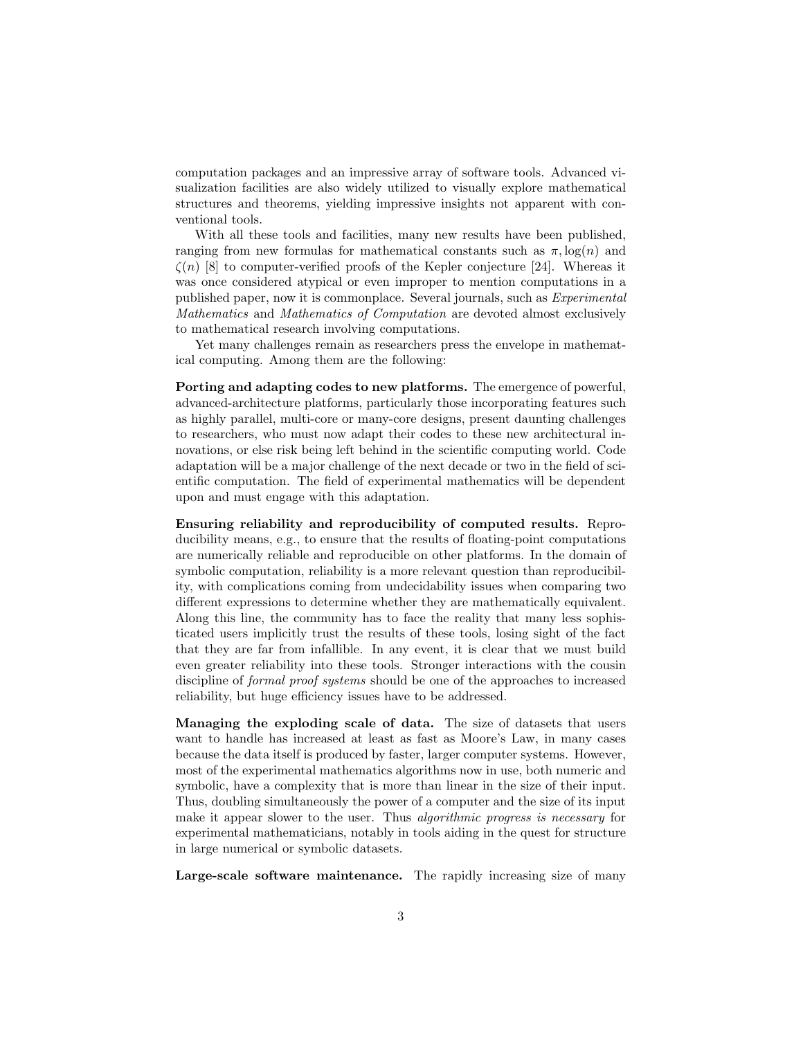computation packages and an impressive array of software tools. Advanced visualization facilities are also widely utilized to visually explore mathematical structures and theorems, yielding impressive insights not apparent with conventional tools.

With all these tools and facilities, many new results have been published, ranging from new formulas for mathematical constants such as $\pi, \log(n)$ and $\zeta(n)$ [8] to computer-verified proofs of the Kepler conjecture [24]. Whereas it was once considered atypical or even improper to mention computations in a published paper, now it is commonplace. Several journals, such as *Experimental Mathematics* and *Mathematics of Computation* are devoted almost exclusively to mathematical research involving computations.

Yet many challenges remain as researchers press the envelope in mathematical computing. Among them are the following:

**Porting and adapting codes to new platforms.** The emergence of powerful, advanced-architecture platforms, particularly those incorporating features such as highly parallel, multi-core or many-core designs, present daunting challenges to researchers, who must now adapt their codes to these new architectural innovations, or else risk being left behind in the scientific computing world. Code adaptation will be a major challenge of the next decade or two in the field of scientific computation. The field of experimental mathematics will be dependent upon and must engage with this adaptation.

**Ensuring reliability and reproducibility of computed results.** Reproducibility means, e.g., to ensure that the results of floating-point computations are numerically reliable and reproducible on other platforms. In the domain of symbolic computation, reliability is a more relevant question than reproducibility, with complications coming from undecidability issues when comparing two different expressions to determine whether they are mathematically equivalent. Along this line, the community has to face the reality that many less sophisticated users implicitly trust the results of these tools, losing sight of the fact that they are far from infallible. In any event, it is clear that we must build even greater reliability into these tools. Stronger interactions with the cousin discipline of *formal proof systems* should be one of the approaches to increased reliability, but huge efficiency issues have to be addressed.

**Managing the exploding scale of data.** The size of datasets that users want to handle has increased at least as fast as Moore's Law, in many cases because the data itself is produced by faster, larger computer systems. However, most of the experimental mathematics algorithms now in use, both numeric and symbolic, have a complexity that is more than linear in the size of their input. Thus, doubling simultaneously the power of a computer and the size of its input make it appear slower to the user. Thus *algorithmic progress is necessary* for experimental mathematicians, notably in tools aiding in the quest for structure in large numerical or symbolic datasets.

**Large-scale software maintenance.** The rapidly increasing size of many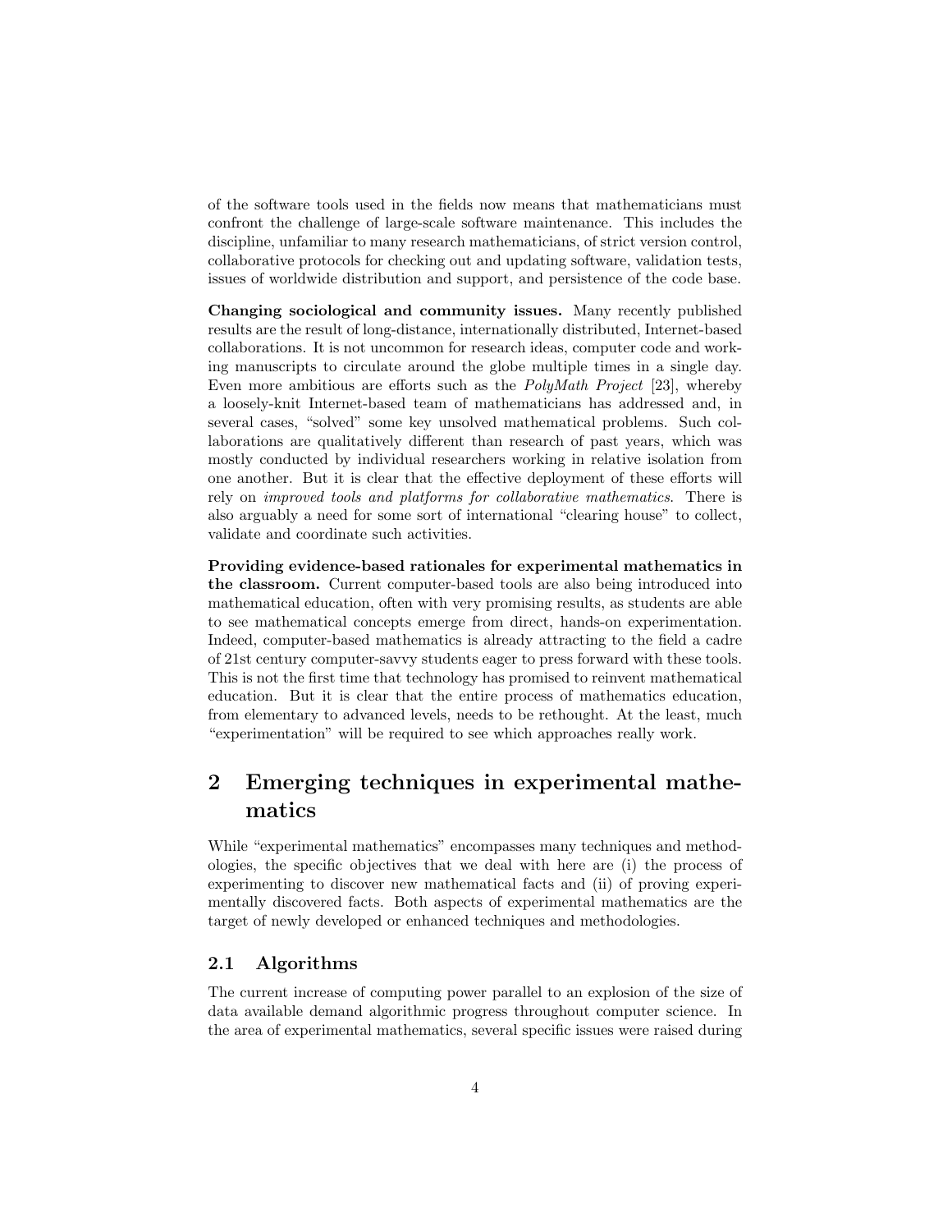of the software tools used in the fields now means that mathematicians must confront the challenge of large-scale software maintenance. This includes the discipline, unfamiliar to many research mathematicians, of strict version control, collaborative protocols for checking out and updating software, validation tests, issues of worldwide distribution and support, and persistence of the code base.

**Changing sociological and community issues.** Many recently published results are the result of long-distance, internationally distributed, Internet-based collaborations. It is not uncommon for research ideas, computer code and working manuscripts to circulate around the globe multiple times in a single day. Even more ambitious are efforts such as the *PolyMath Project* [23], whereby a loosely-knit Internet-based team of mathematicians has addressed and, in several cases, "solved" some key unsolved mathematical problems. Such collaborations are qualitatively different than research of past years, which was mostly conducted by individual researchers working in relative isolation from one another. But it is clear that the effective deployment of these efforts will rely on *improved tools and platforms for collaborative mathematics*. There is also arguably a need for some sort of international "clearing house" to collect, validate and coordinate such activities.

**Providing evidence-based rationales for experimental mathematics in the classroom.** Current computer-based tools are also being introduced into mathematical education, often with very promising results, as students are able to see mathematical concepts emerge from direct, hands-on experimentation. Indeed, computer-based mathematics is already attracting to the field a cadre of 21st century computer-savvy students eager to press forward with these tools. This is not the first time that technology has promised to reinvent mathematical education. But it is clear that the entire process of mathematics education, from elementary to advanced levels, needs to be rethought. At the least, much "experimentation" will be required to see which approaches really work.

# 2 Emerging techniques in experimental mathematics

While "experimental mathematics" encompasses many techniques and methodologies, the specific objectives that we deal with here are (i) the process of experimenting to discover new mathematical facts and (ii) of proving experimentally discovered facts. Both aspects of experimental mathematics are the target of newly developed or enhanced techniques and methodologies.

## 2.1 Algorithms

The current increase of computing power parallel to an explosion of the size of data available demand algorithmic progress throughout computer science. In the area of experimental mathematics, several specific issues were raised during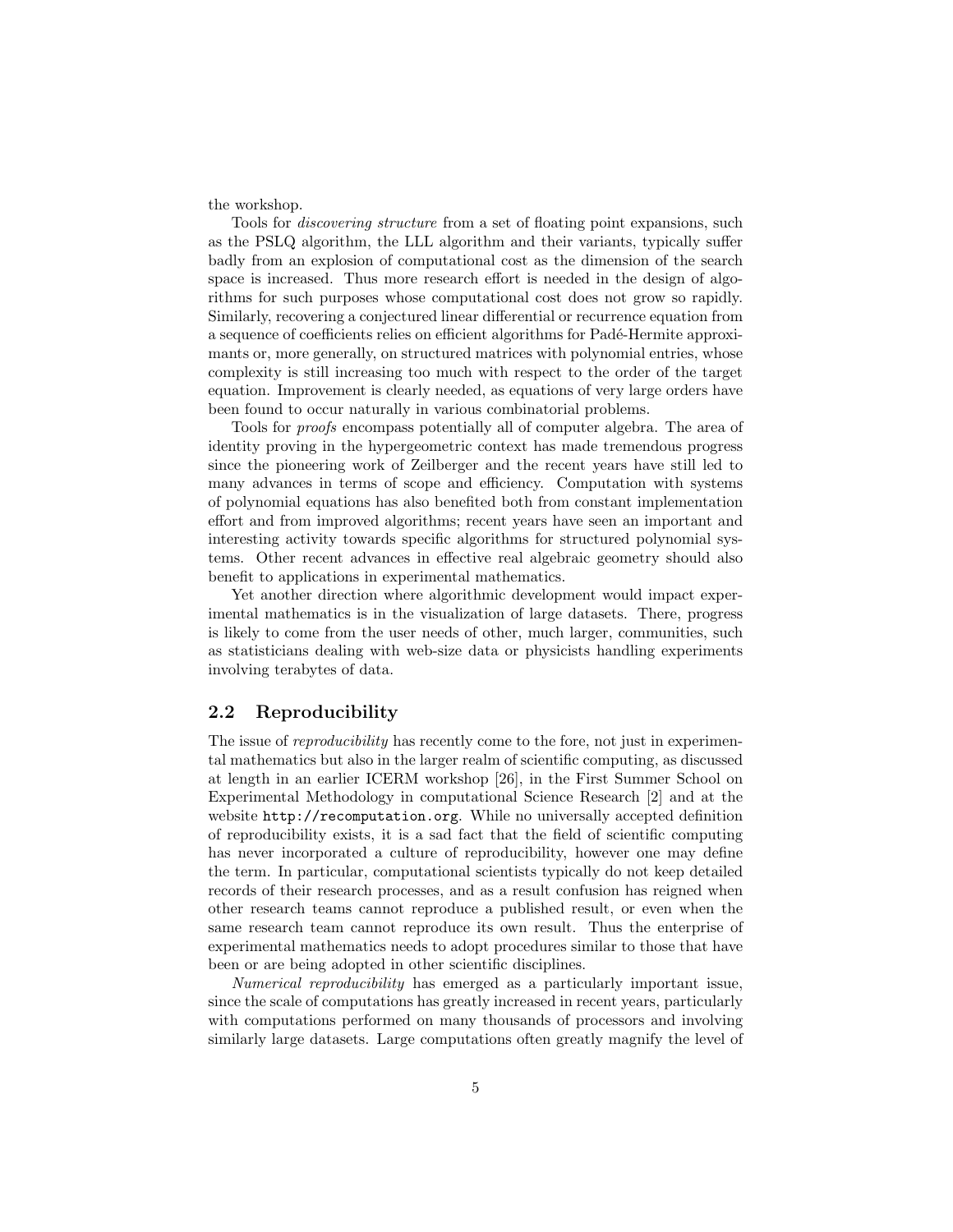the workshop.

Tools for *discovering structure* from a set of floating point expansions, such as the PSLQ algorithm, the LLL algorithm and their variants, typically suffer badly from an explosion of computational cost as the dimension of the search space is increased. Thus more research effort is needed in the design of algorithms for such purposes whose computational cost does not grow so rapidly. Similarly, recovering a conjectured linear differential or recurrence equation from a sequence of coefficients relies on efficient algorithms for Padé-Hermite approximants or, more generally, on structured matrices with polynomial entries, whose complexity is still increasing too much with respect to the order of the target equation. Improvement is clearly needed, as equations of very large orders have been found to occur naturally in various combinatorial problems.

Tools for *proofs* encompass potentially all of computer algebra. The area of identity proving in the hypergeometric context has made tremendous progress since the pioneering work of Zeilberger and the recent years have still led to many advances in terms of scope and efficiency. Computation with systems of polynomial equations has also benefited both from constant implementation effort and from improved algorithms; recent years have seen an important and interesting activity towards specific algorithms for structured polynomial systems. Other recent advances in effective real algebraic geometry should also benefit to applications in experimental mathematics.

Yet another direction where algorithmic development would impact experimental mathematics is in the visualization of large datasets. There, progress is likely to come from the user needs of other, much larger, communities, such as statisticians dealing with web-size data or physicists handling experiments involving terabytes of data.

## 2.2 Reproducibility

The issue of *reproducibility* has recently come to the fore, not just in experimental mathematics but also in the larger realm of scientific computing, as discussed at length in an earlier ICERM workshop [26], in the First Summer School on Experimental Methodology in computational Science Research [2] and at the website `http://recomputation.org`. While no universally accepted definition of reproducibility exists, it is a sad fact that the field of scientific computing has never incorporated a culture of reproducibility, however one may define the term. In particular, computational scientists typically do not keep detailed records of their research processes, and as a result confusion has reigned when other research teams cannot reproduce a published result, or even when the same research team cannot reproduce its own result. Thus the enterprise of experimental mathematics needs to adopt procedures similar to those that have been or are being adopted in other scientific disciplines.

*Numerical reproducibility* has emerged as a particularly important issue, since the scale of computations has greatly increased in recent years, particularly with computations performed on many thousands of processors and involving similarly large datasets. Large computations often greatly magnify the level of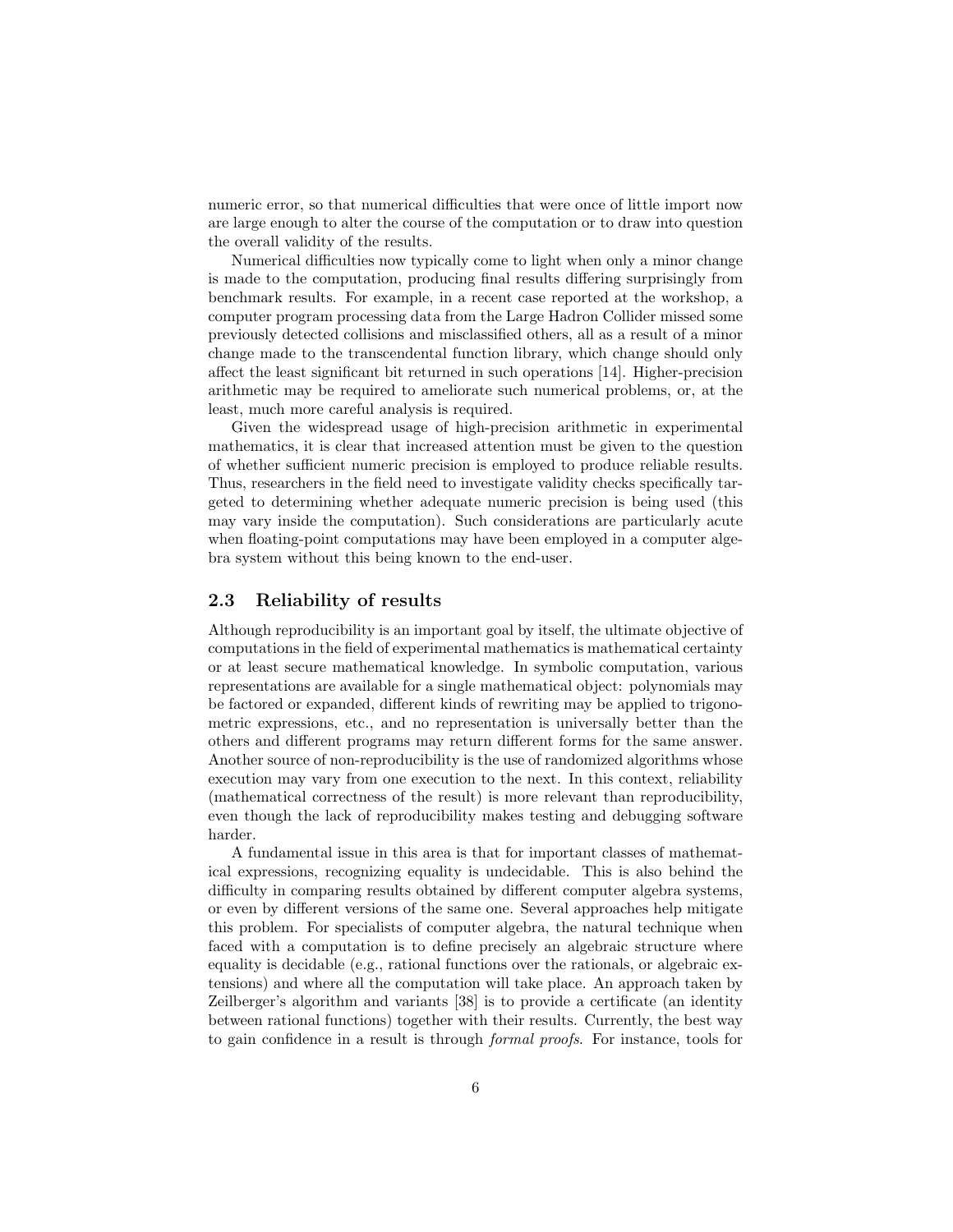numeric error, so that numerical difficulties that were once of little import now are large enough to alter the course of the computation or to draw into question the overall validity of the results.

Numerical difficulties now typically come to light when only a minor change is made to the computation, producing final results differing surprisingly from benchmark results. For example, in a recent case reported at the workshop, a computer program processing data from the Large Hadron Collider missed some previously detected collisions and misclassified others, all as a result of a minor change made to the transcendental function library, which change should only affect the least significant bit returned in such operations [14]. Higher-precision arithmetic may be required to ameliorate such numerical problems, or, at the least, much more careful analysis is required.

Given the widespread usage of high-precision arithmetic in experimental mathematics, it is clear that increased attention must be given to the question of whether sufficient numeric precision is employed to produce reliable results. Thus, researchers in the field need to investigate validity checks specifically targeted to determining whether adequate numeric precision is being used (this may vary inside the computation). Such considerations are particularly acute when floating-point computations may have been employed in a computer algebra system without this being known to the end-user.

## 2.3 Reliability of results

Although reproducibility is an important goal by itself, the ultimate objective of computations in the field of experimental mathematics is mathematical certainty or at least secure mathematical knowledge. In symbolic computation, various representations are available for a single mathematical object: polynomials may be factored or expanded, different kinds of rewriting may be applied to trigonometric expressions, etc., and no representation is universally better than the others and different programs may return different forms for the same answer. Another source of non-reproducibility is the use of randomized algorithms whose execution may vary from one execution to the next. In this context, reliability (mathematical correctness of the result) is more relevant than reproducibility, even though the lack of reproducibility makes testing and debugging software harder.

A fundamental issue in this area is that for important classes of mathematical expressions, recognizing equality is undecidable. This is also behind the difficulty in comparing results obtained by different computer algebra systems, or even by different versions of the same one. Several approaches help mitigate this problem. For specialists of computer algebra, the natural technique when faced with a computation is to define precisely an algebraic structure where equality is decidable (e.g., rational functions over the rationals, or algebraic extensions) and where all the computation will take place. An approach taken by Zeilberger's algorithm and variants [38] is to provide a certificate (an identity between rational functions) together with their results. Currently, the best way to gain confidence in a result is through *formal proofs*. For instance, tools for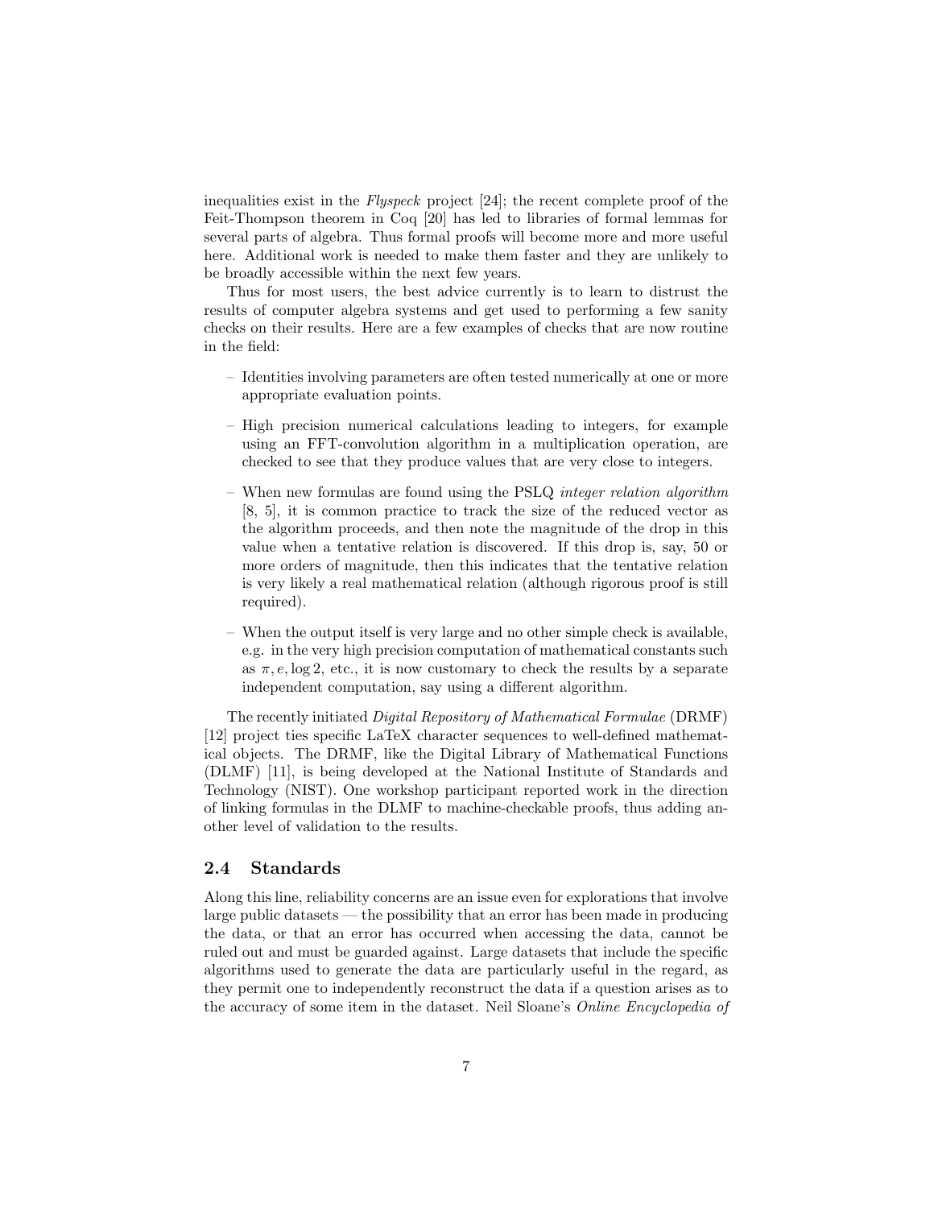inequalities exist in the *Flyspeck* project [24]; the recent complete proof of the Feit-Thompson theorem in Coq [20] has led to libraries of formal lemmas for several parts of algebra. Thus formal proofs will become more and more useful here. Additional work is needed to make them faster and they are unlikely to be broadly accessible within the next few years.

Thus for most users, the best advice currently is to learn to distrust the results of computer algebra systems and get used to performing a few sanity checks on their results. Here are a few examples of checks that are now routine in the field:

– Identities involving parameters are often tested numerically at one or more appropriate evaluation points.

– High precision numerical calculations leading to integers, for example using an FFT-convolution algorithm in a multiplication operation, are checked to see that they produce values that are very close to integers.

– When new formulas are found using the PSLQ *integer relation algorithm* [8, 5], it is common practice to track the size of the reduced vector as the algorithm proceeds, and then note the magnitude of the drop in this value when a tentative relation is discovered. If this drop is, say, 50 or more orders of magnitude, then this indicates that the tentative relation is very likely a real mathematical relation (although rigorous proof is still required).

– When the output itself is very large and no other simple check is available, e.g. in the very high precision computation of mathematical constants such as $\pi, e, \log 2$, etc., it is now customary to check the results by a separate independent computation, say using a different algorithm.

The recently initiated *Digital Repository of Mathematical Formulae* (DRMF) [12] project ties specific LaTeX character sequences to well-defined mathematical objects. The DRMF, like the Digital Library of Mathematical Functions (DLMF) [11], is being developed at the National Institute of Standards and Technology (NIST). One workshop participant reported work in the direction of linking formulas in the DLMF to machine-checkable proofs, thus adding another level of validation to the results.

### 2.4 Standards

Along this line, reliability concerns are an issue even for explorations that involve large public datasets — the possibility that an error has been made in producing the data, or that an error has occurred when accessing the data, cannot be ruled out and must be guarded against. Large datasets that include the specific algorithms used to generate the data are particularly useful in the regard, as they permit one to independently reconstruct the data if a question arises as to the accuracy of some item in the dataset. Neil Sloane's *Online Encyclopedia of*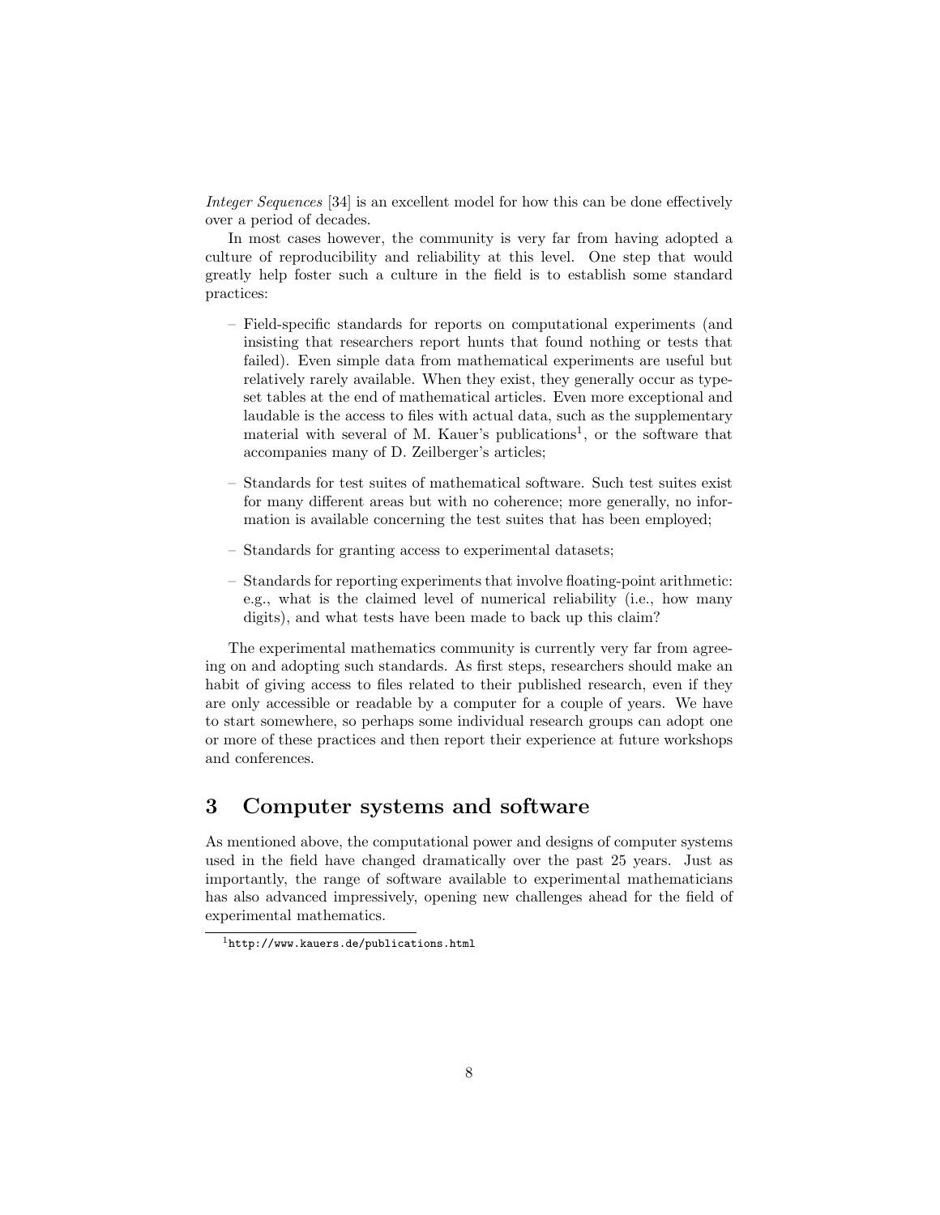*Integer Sequences* [34] is an excellent model for how this can be done effectively over a period of decades.

In most cases however, the community is very far from having adopted a culture of reproducibility and reliability at this level. One step that would greatly help foster such a culture in the field is to establish some standard practices:

- Field-specific standards for reports on computational experiments (and insisting that researchers report hunts that found nothing or tests that failed). Even simple data from mathematical experiments are useful but relatively rarely available. When they exist, they generally occur as typeset tables at the end of mathematical articles. Even more exceptional and laudable is the access to files with actual data, such as the supplementary material with several of M. Kauer's publications[1], or the software that accompanies many of D. Zeilberger's articles;
- Standards for test suites of mathematical software. Such test suites exist for many different areas but with no coherence; more generally, no information is available concerning the test suites that has been employed;
- Standards for granting access to experimental datasets;
- Standards for reporting experiments that involve floating-point arithmetic: e.g., what is the claimed level of numerical reliability (i.e., how many digits), and what tests have been made to back up this claim?

The experimental mathematics community is currently very far from agreeing on and adopting such standards. As first steps, researchers should make an habit of giving access to files related to their published research, even if they are only accessible or readable by a computer for a couple of years. We have to start somewhere, so perhaps some individual research groups can adopt one or more of these practices and then report their experience at future workshops and conferences.

## 3 Computer systems and software

As mentioned above, the computational power and designs of computer systems used in the field have changed dramatically over the past 25 years. Just as importantly, the range of software available to experimental mathematicians has also advanced impressively, opening new challenges ahead for the field of experimental mathematics.

[1] `http://www.kauers.de/publications.html`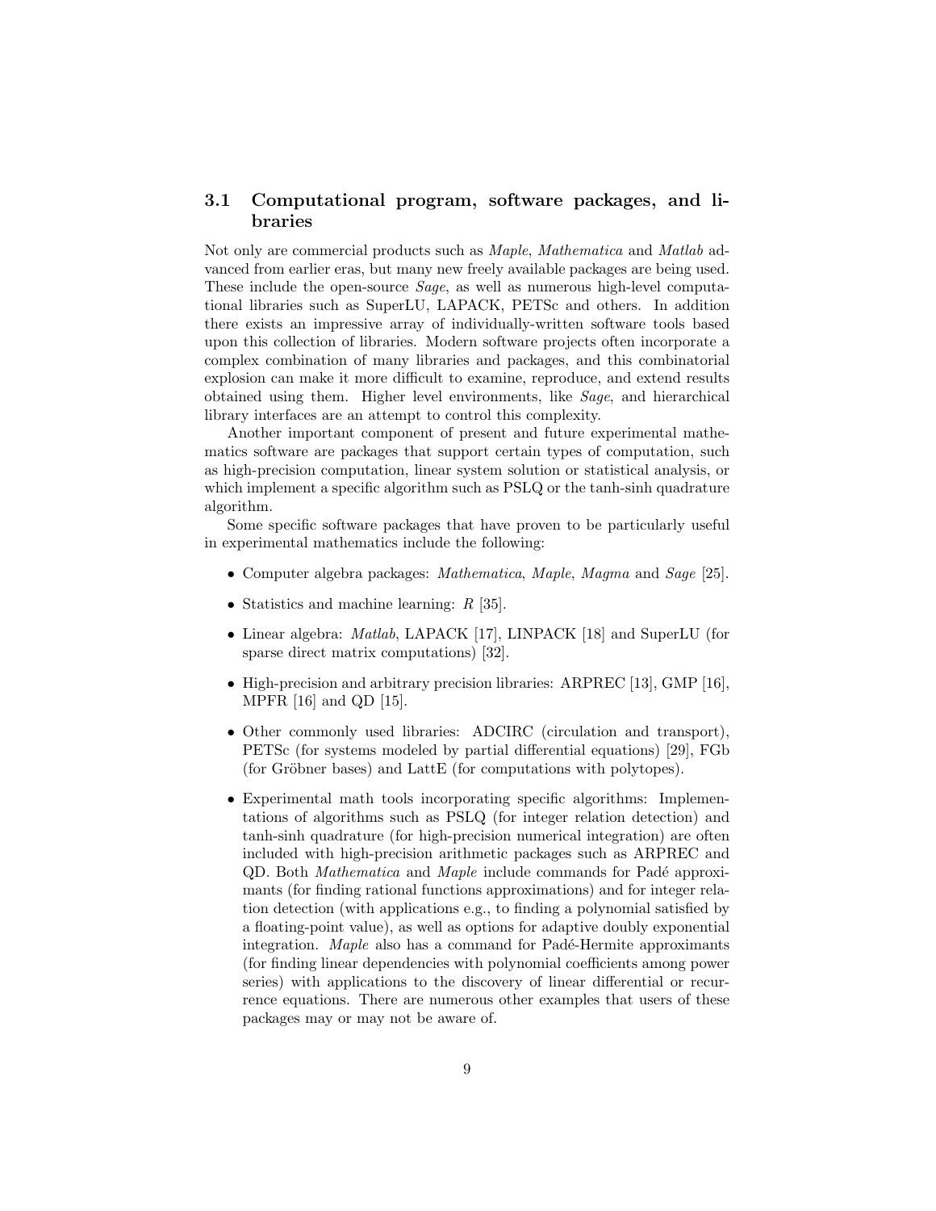### 3.1 Computational program, software packages, and libraries

Not only are commercial products such as *Maple*, *Mathematica* and *Matlab* advanced from earlier eras, but many new freely available packages are being used. These include the open-source *Sage*, as well as numerous high-level computational libraries such as SuperLU, LAPACK, PETSc and others. In addition there exists an impressive array of individually-written software tools based upon this collection of libraries. Modern software projects often incorporate a complex combination of many libraries and packages, and this combinatorial explosion can make it more difficult to examine, reproduce, and extend results obtained using them. Higher level environments, like *Sage*, and hierarchical library interfaces are an attempt to control this complexity.

Another important component of present and future experimental mathematics software are packages that support certain types of computation, such as high-precision computation, linear system solution or statistical analysis, or which implement a specific algorithm such as PSLQ or the tanh-sinh quadrature algorithm.

Some specific software packages that have proven to be particularly useful in experimental mathematics include the following:

- Computer algebra packages: *Mathematica*, *Maple*, *Magma* and *Sage* [25].
- Statistics and machine learning: *R* [35].
- Linear algebra: *Matlab*, LAPACK [17], LINPACK [18] and SuperLU (for sparse direct matrix computations) [32].
- High-precision and arbitrary precision libraries: ARPREC [13], GMP [16], MPFR [16] and QD [15].
- Other commonly used libraries: ADCIRC (circulation and transport), PETSc (for systems modeled by partial differential equations) [29], FGb (for Gröbner bases) and LattE (for computations with polytopes).
- Experimental math tools incorporating specific algorithms: Implementations of algorithms such as PSLQ (for integer relation detection) and tanh-sinh quadrature (for high-precision numerical integration) are often included with high-precision arithmetic packages such as ARPREC and QD. Both *Mathematica* and *Maple* include commands for Padé approximants (for finding rational functions approximations) and for integer relation detection (with applications e.g., to finding a polynomial satisfied by a floating-point value), as well as options for adaptive doubly exponential integration. *Maple* also has a command for Padé-Hermite approximants (for finding linear dependencies with polynomial coefficients among power series) with applications to the discovery of linear differential or recurrence equations. There are numerous other examples that users of these packages may or may not be aware of.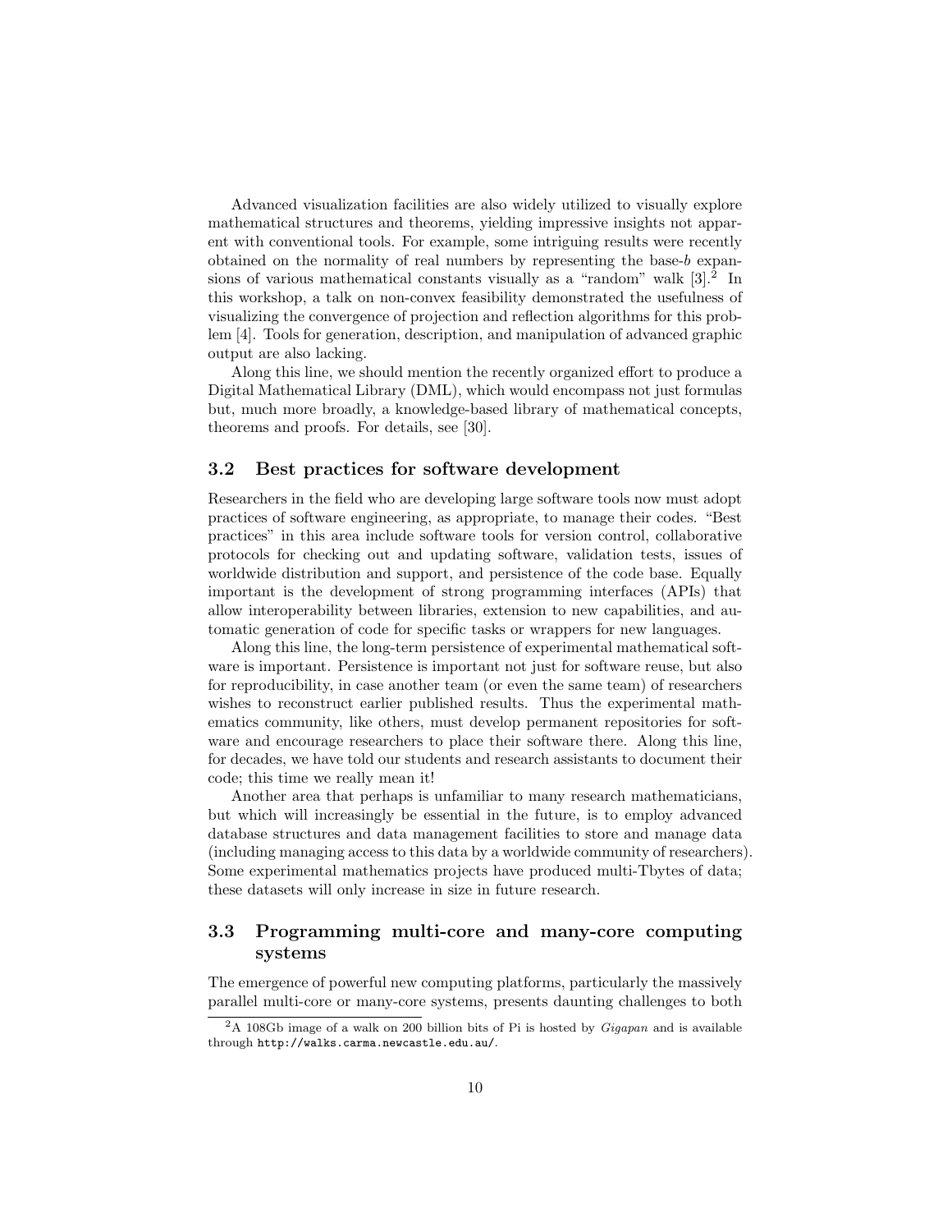Advanced visualization facilities are also widely utilized to visually explore mathematical structures and theorems, yielding impressive insights not apparent with conventional tools. For example, some intriguing results were recently obtained on the normality of real numbers by representing the base-$b$ expansions of various mathematical constants visually as a "random" walk [3].[2] In this workshop, a talk on non-convex feasibility demonstrated the usefulness of visualizing the convergence of projection and reflection algorithms for this problem [4]. Tools for generation, description, and manipulation of advanced graphic output are also lacking.

Along this line, we should mention the recently organized effort to produce a Digital Mathematical Library (DML), which would encompass not just formulas but, much more broadly, a knowledge-based library of mathematical concepts, theorems and proofs. For details, see [30].

### 3.2 Best practices for software development

Researchers in the field who are developing large software tools now must adopt practices of software engineering, as appropriate, to manage their codes. "Best practices" in this area include software tools for version control, collaborative protocols for checking out and updating software, validation tests, issues of worldwide distribution and support, and persistence of the code base. Equally important is the development of strong programming interfaces (APIs) that allow interoperability between libraries, extension to new capabilities, and automatic generation of code for specific tasks or wrappers for new languages.

Along this line, the long-term persistence of experimental mathematical software is important. Persistence is important not just for software reuse, but also for reproducibility, in case another team (or even the same team) of researchers wishes to reconstruct earlier published results. Thus the experimental mathematics community, like others, must develop permanent repositories for software and encourage researchers to place their software there. Along this line, for decades, we have told our students and research assistants to document their code; this time we really mean it!

Another area that perhaps is unfamiliar to many research mathematicians, but which will increasingly be essential in the future, is to employ advanced database structures and data management facilities to store and manage data (including managing access to this data by a worldwide community of researchers). Some experimental mathematics projects have produced multi-Tbytes of data; these datasets will only increase in size in future research.

### 3.3 Programming multi-core and many-core computing systems

The emergence of powerful new computing platforms, particularly the massively parallel multi-core or many-core systems, presents daunting challenges to both

[2] A 108Gb image of a walk on 200 billion bits of Pi is hosted by *Gigapan* and is available through `http://walks.carma.newcastle.edu.au/`.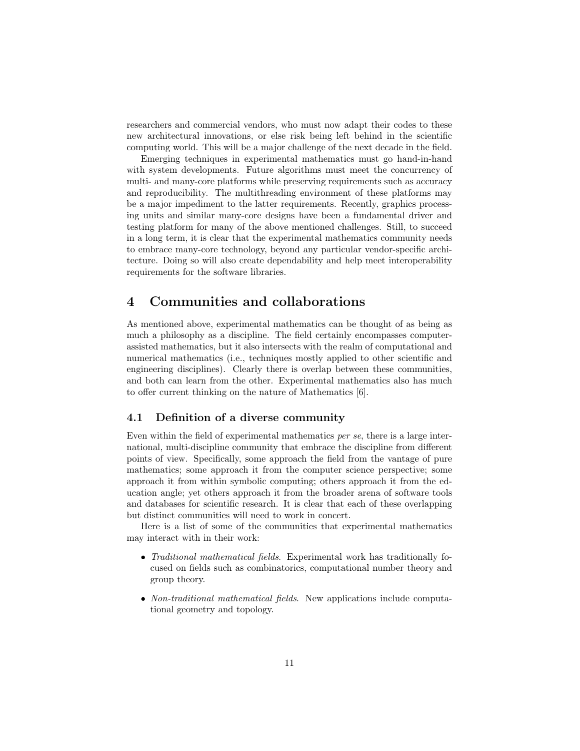researchers and commercial vendors, who must now adapt their codes to these new architectural innovations, or else risk being left behind in the scientific computing world. This will be a major challenge of the next decade in the field.

Emerging techniques in experimental mathematics must go hand-in-hand with system developments. Future algorithms must meet the concurrency of multi- and many-core platforms while preserving requirements such as accuracy and reproducibility. The multithreading environment of these platforms may be a major impediment to the latter requirements. Recently, graphics processing units and similar many-core designs have been a fundamental driver and testing platform for many of the above mentioned challenges. Still, to succeed in a long term, it is clear that the experimental mathematics community needs to embrace many-core technology, beyond any particular vendor-specific architecture. Doing so will also create dependability and help meet interoperability requirements for the software libraries.

# 4 Communities and collaborations

As mentioned above, experimental mathematics can be thought of as being as much a philosophy as a discipline. The field certainly encompasses computer-assisted mathematics, but it also intersects with the realm of computational and numerical mathematics (i.e., techniques mostly applied to other scientific and engineering disciplines). Clearly there is overlap between these communities, and both can learn from the other. Experimental mathematics also has much to offer current thinking on the nature of Mathematics [6].

## 4.1 Definition of a diverse community

Even within the field of experimental mathematics *per se*, there is a large international, multi-discipline community that embrace the discipline from different points of view. Specifically, some approach the field from the vantage of pure mathematics; some approach it from the computer science perspective; some approach it from within symbolic computing; others approach it from the education angle; yet others approach it from the broader arena of software tools and databases for scientific research. It is clear that each of these overlapping but distinct communities will need to work in concert.

Here is a list of some of the communities that experimental mathematics may interact with in their work:

- *Traditional mathematical fields*. Experimental work has traditionally focused on fields such as combinatorics, computational number theory and group theory.
- *Non-traditional mathematical fields*. New applications include computational geometry and topology.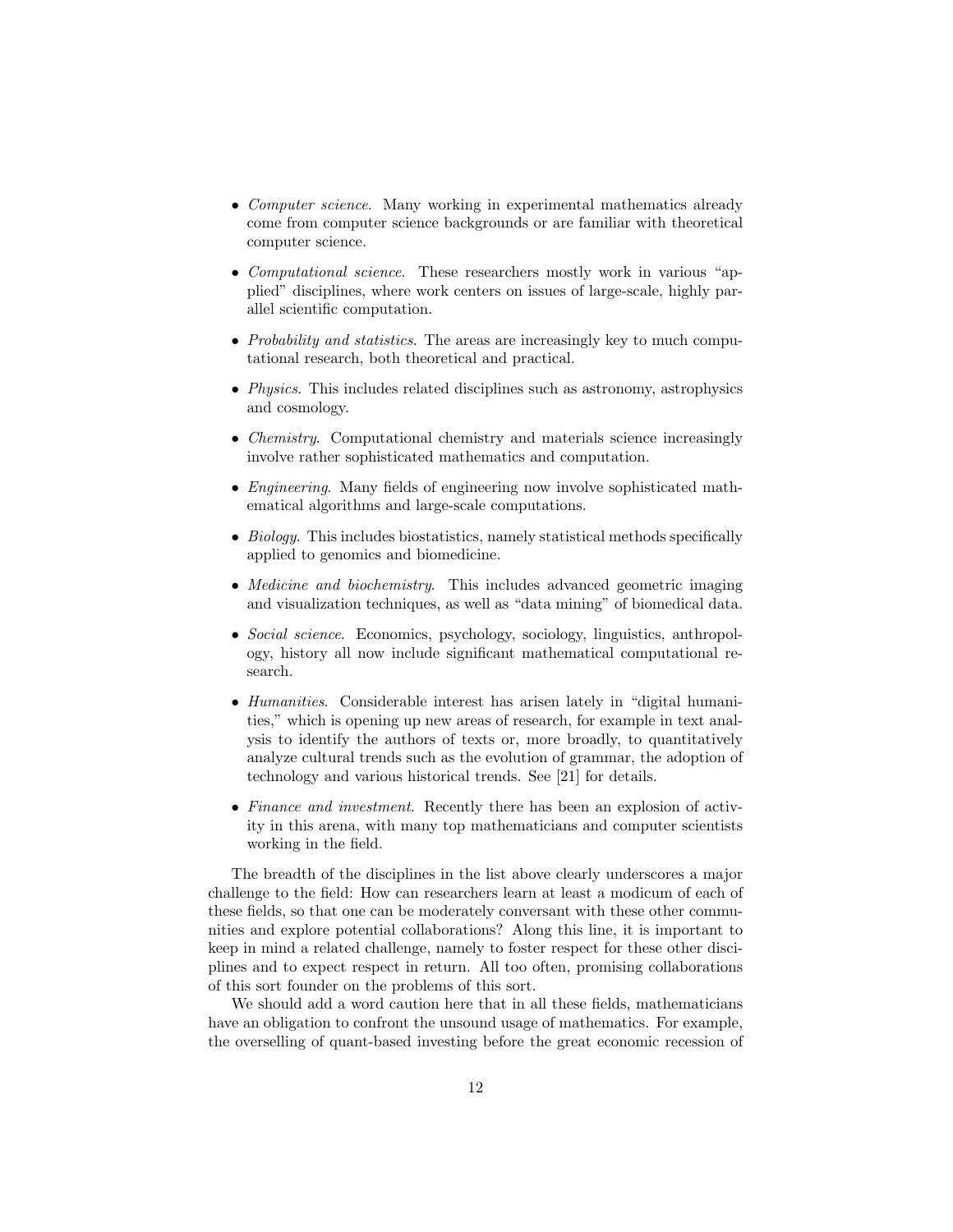- *Computer science*. Many working in experimental mathematics already come from computer science backgrounds or are familiar with theoretical computer science.
- *Computational science*. These researchers mostly work in various "applied" disciplines, where work centers on issues of large-scale, highly parallel scientific computation.
- *Probability and statistics*. The areas are increasingly key to much computational research, both theoretical and practical.
- *Physics*. This includes related disciplines such as astronomy, astrophysics and cosmology.
- *Chemistry*. Computational chemistry and materials science increasingly involve rather sophisticated mathematics and computation.
- *Engineering*. Many fields of engineering now involve sophisticated mathematical algorithms and large-scale computations.
- *Biology*. This includes biostatistics, namely statistical methods specifically applied to genomics and biomedicine.
- *Medicine and biochemistry*. This includes advanced geometric imaging and visualization techniques, as well as "data mining" of biomedical data.
- *Social science*. Economics, psychology, sociology, linguistics, anthropology, history all now include significant mathematical computational research.
- *Humanities*. Considerable interest has arisen lately in "digital humanities," which is opening up new areas of research, for example in text analysis to identify the authors of texts or, more broadly, to quantitatively analyze cultural trends such as the evolution of grammar, the adoption of technology and various historical trends. See [21] for details.
- *Finance and investment*. Recently there has been an explosion of activity in this arena, with many top mathematicians and computer scientists working in the field.

The breadth of the disciplines in the list above clearly underscores a major challenge to the field: How can researchers learn at least a modicum of each of these fields, so that one can be moderately conversant with these other communities and explore potential collaborations? Along this line, it is important to keep in mind a related challenge, namely to foster respect for these other disciplines and to expect respect in return. All too often, promising collaborations of this sort founder on the problems of this sort.

We should add a word caution here that in all these fields, mathematicians have an obligation to confront the unsound usage of mathematics. For example, the overselling of quant-based investing before the great economic recession of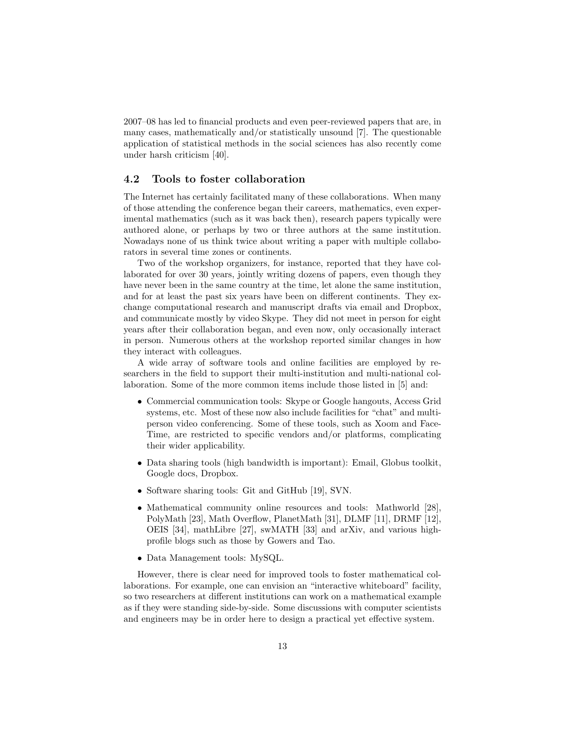2007–08 has led to financial products and even peer-reviewed papers that are, in many cases, mathematically and/or statistically unsound [7]. The questionable application of statistical methods in the social sciences has also recently come under harsh criticism [40].

### 4.2 Tools to foster collaboration

The Internet has certainly facilitated many of these collaborations. When many of those attending the conference began their careers, mathematics, even experimental mathematics (such as it was back then), research papers typically were authored alone, or perhaps by two or three authors at the same institution. Nowadays none of us think twice about writing a paper with multiple collaborators in several time zones or continents.

Two of the workshop organizers, for instance, reported that they have collaborated for over 30 years, jointly writing dozens of papers, even though they have never been in the same country at the time, let alone the same institution, and for at least the past six years have been on different continents. They exchange computational research and manuscript drafts via email and Dropbox, and communicate mostly by video Skype. They did not meet in person for eight years after their collaboration began, and even now, only occasionally interact in person. Numerous others at the workshop reported similar changes in how they interact with colleagues.

A wide array of software tools and online facilities are employed by researchers in the field to support their multi-institution and multi-national collaboration. Some of the more common items include those listed in [5] and:

- Commercial communication tools: Skype or Google hangouts, Access Grid systems, etc. Most of these now also include facilities for "chat" and multi-person video conferencing. Some of these tools, such as Xoom and FaceTime, are restricted to specific vendors and/or platforms, complicating their wider applicability.
- Data sharing tools (high bandwidth is important): Email, Globus toolkit, Google docs, Dropbox.
- Software sharing tools: Git and GitHub [19], SVN.
- Mathematical community online resources and tools: Mathworld [28], PolyMath [23], Math Overflow, PlanetMath [31], DLMF [11], DRMF [12], OEIS [34], mathLibre [27], swMATH [33] and arXiv, and various high-profile blogs such as those by Gowers and Tao.
- Data Management tools: MySQL.

However, there is clear need for improved tools to foster mathematical collaborations. For example, one can envision an "interactive whiteboard" facility, so two researchers at different institutions can work on a mathematical example as if they were standing side-by-side. Some discussions with computer scientists and engineers may be in order here to design a practical yet effective system.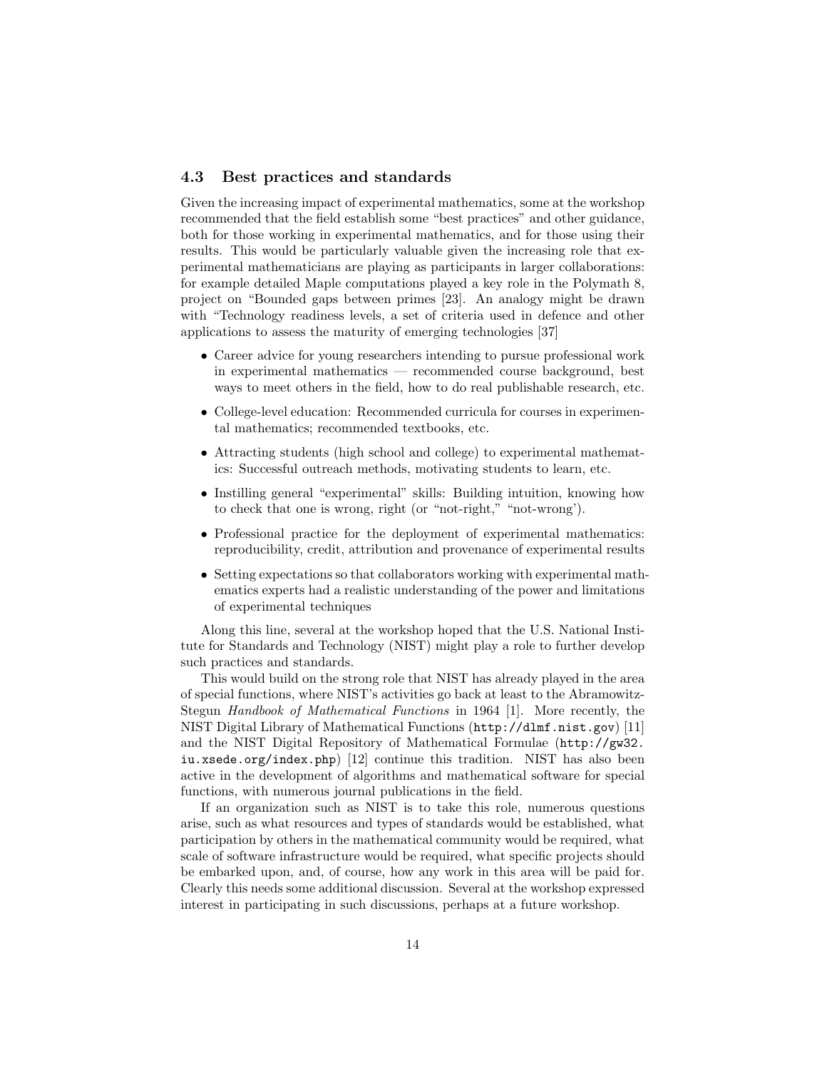### 4.3 Best practices and standards

Given the increasing impact of experimental mathematics, some at the workshop recommended that the field establish some "best practices" and other guidance, both for those working in experimental mathematics, and for those using their results. This would be particularly valuable given the increasing role that experimental mathematicians are playing as participants in larger collaborations: for example detailed Maple computations played a key role in the Polymath 8, project on "Bounded gaps between primes [23]. An analogy might be drawn with "Technology readiness levels, a set of criteria used in defence and other applications to assess the maturity of emerging technologies [37]

- Career advice for young researchers intending to pursue professional work in experimental mathematics — recommended course background, best ways to meet others in the field, how to do real publishable research, etc.
- College-level education: Recommended curricula for courses in experimental mathematics; recommended textbooks, etc.
- Attracting students (high school and college) to experimental mathematics: Successful outreach methods, motivating students to learn, etc.
- Instilling general "experimental" skills: Building intuition, knowing how to check that one is wrong, right (or "not-right," "not-wrong').
- Professional practice for the deployment of experimental mathematics: reproducibility, credit, attribution and provenance of experimental results
- Setting expectations so that collaborators working with experimental mathematics experts had a realistic understanding of the power and limitations of experimental techniques

Along this line, several at the workshop hoped that the U.S. National Institute for Standards and Technology (NIST) might play a role to further develop such practices and standards.

This would build on the strong role that NIST has already played in the area of special functions, where NIST's activities go back at least to the Abramowitz-Stegun *Handbook of Mathematical Functions* in 1964 [1]. More recently, the NIST Digital Library of Mathematical Functions (`http://dlmf.nist.gov`) [11] and the NIST Digital Repository of Mathematical Formulae (`http://gw32.iu.xsede.org/index.php`) [12] continue this tradition. NIST has also been active in the development of algorithms and mathematical software for special functions, with numerous journal publications in the field.

If an organization such as NIST is to take this role, numerous questions arise, such as what resources and types of standards would be established, what participation by others in the mathematical community would be required, what scale of software infrastructure would be required, what specific projects should be embarked upon, and, of course, how any work in this area will be paid for. Clearly this needs some additional discussion. Several at the workshop expressed interest in participating in such discussions, perhaps at a future workshop.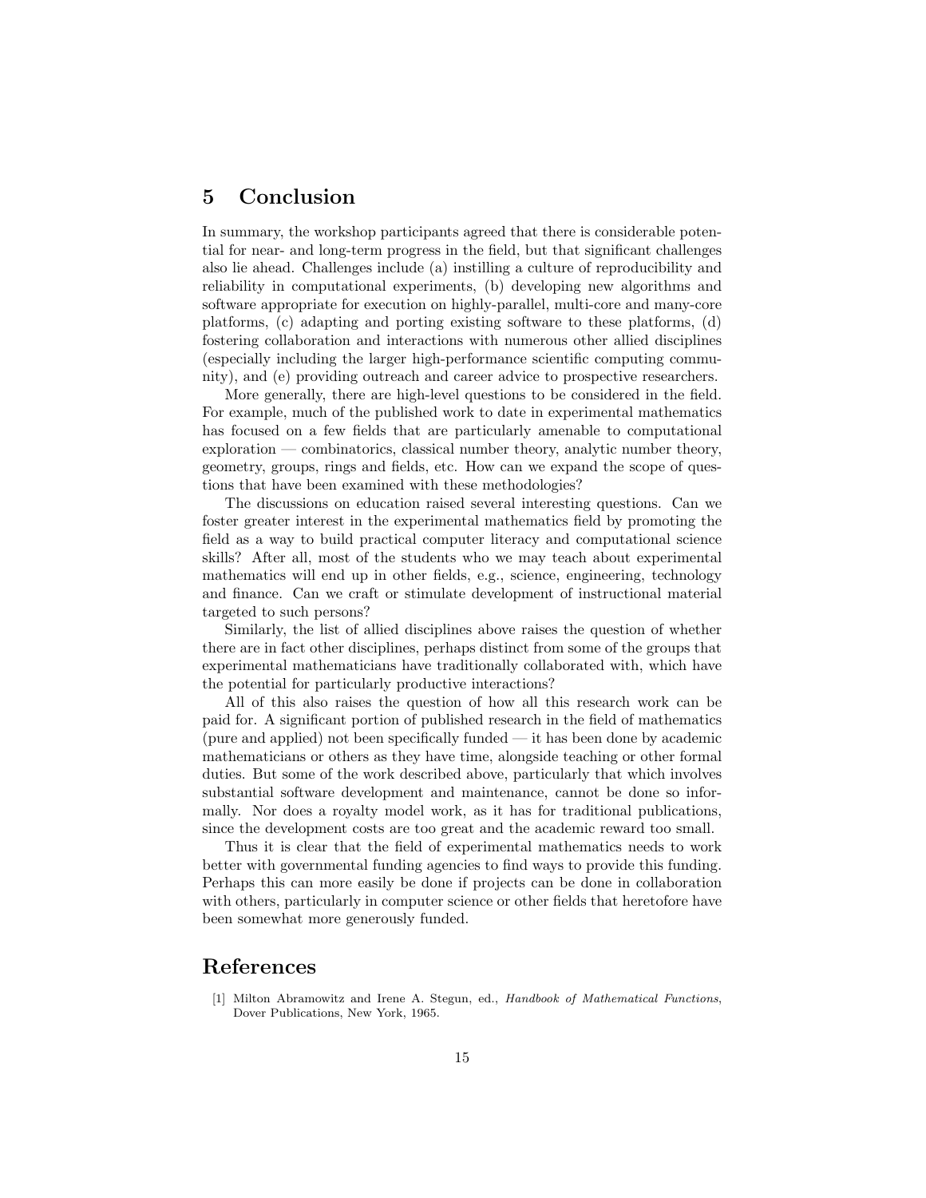## 5 Conclusion

In summary, the workshop participants agreed that there is considerable potential for near- and long-term progress in the field, but that significant challenges also lie ahead. Challenges include (a) instilling a culture of reproducibility and reliability in computational experiments, (b) developing new algorithms and software appropriate for execution on highly-parallel, multi-core and many-core platforms, (c) adapting and porting existing software to these platforms, (d) fostering collaboration and interactions with numerous other allied disciplines (especially including the larger high-performance scientific computing community), and (e) providing outreach and career advice to prospective researchers.

More generally, there are high-level questions to be considered in the field. For example, much of the published work to date in experimental mathematics has focused on a few fields that are particularly amenable to computational exploration — combinatorics, classical number theory, analytic number theory, geometry, groups, rings and fields, etc. How can we expand the scope of questions that have been examined with these methodologies?

The discussions on education raised several interesting questions. Can we foster greater interest in the experimental mathematics field by promoting the field as a way to build practical computer literacy and computational science skills? After all, most of the students who we may teach about experimental mathematics will end up in other fields, e.g., science, engineering, technology and finance. Can we craft or stimulate development of instructional material targeted to such persons?

Similarly, the list of allied disciplines above raises the question of whether there are in fact other disciplines, perhaps distinct from some of the groups that experimental mathematicians have traditionally collaborated with, which have the potential for particularly productive interactions?

All of this also raises the question of how all this research work can be paid for. A significant portion of published research in the field of mathematics (pure and applied) not been specifically funded — it has been done by academic mathematicians or others as they have time, alongside teaching or other formal duties. But some of the work described above, particularly that which involves substantial software development and maintenance, cannot be done so informally. Nor does a royalty model work, as it has for traditional publications, since the development costs are too great and the academic reward too small.

Thus it is clear that the field of experimental mathematics needs to work better with governmental funding agencies to find ways to provide this funding. Perhaps this can more easily be done if projects can be done in collaboration with others, particularly in computer science or other fields that heretofore have been somewhat more generously funded.

## References

[1] Milton Abramowitz and Irene A. Stegun, ed., *Handbook of Mathematical Functions*, Dover Publications, New York, 1965.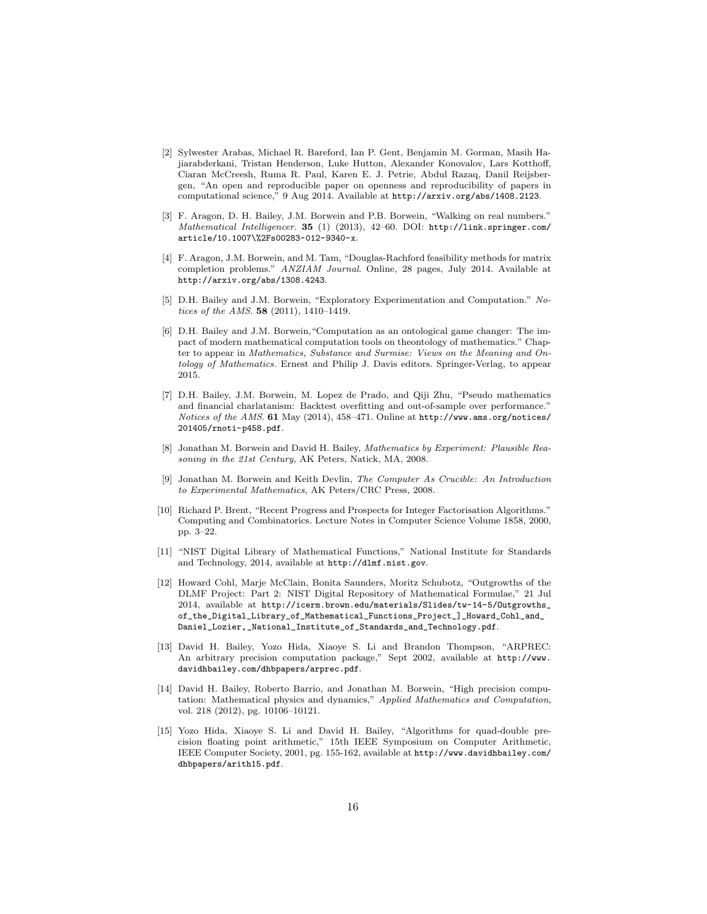[2] Sylwester Arabas, Michael R. Bareford, Ian P. Gent, Benjamin M. Gorman, Masih Hajiarabderkani, Tristan Henderson, Luke Hutton, Alexander Konovalov, Lars Kotthoff, Ciaran McCreesh, Ruma R. Paul, Karen E. J. Petrie, Abdul Razaq, Danil Reijsbergen, "An open and reproducible paper on openness and reproducibility of papers in computational science," 9 Aug 2014. Available at http://arxiv.org/abs/1408.2123.

[3] F. Aragon, D. H. Bailey, J.M. Borwein and P.B. Borwein, "Walking on real numbers." *Mathematical Intelligencer.* **35** (1) (2013), 42–60. DOI: http://link.springer.com/article/10.1007\%2Fs00283-012-9340-x.

[4] F. Aragon, J.M. Borwein, and M. Tam, "Douglas-Rachford feasibility methods for matrix completion problems." *ANZIAM Journal*. Online, 28 pages, July 2014. Available at http://arxiv.org/abs/1308.4243.

[5] D.H. Bailey and J.M. Borwein, "Exploratory Experimentation and Computation." *Notices of the AMS.* **58** (2011), 1410–1419.

[6] D.H. Bailey and J.M. Borwein, "Computation as an ontological game changer: The impact of modern mathematical computation tools on theontology of mathematics." Chapter to appear in *Mathematics, Substance and Surmise: Views on the Meaning and Ontology of Mathematics*. Ernest and Philip J. Davis editors. Springer-Verlag, to appear 2015.

[7] D.H. Bailey, J.M. Borwein, M. Lopez de Prado, and Qiji Zhu, "Pseudo mathematics and financial charlatanism: Backtest overfitting and out-of-sample over performance." *Notices of the AMS.* **61** May (2014), 458–471. Online at http://www.ams.org/notices/201405/rnoti-p458.pdf.

[8] Jonathan M. Borwein and David H. Bailey, *Mathematics by Experiment: Plausible Reasoning in the 21st Century*, AK Peters, Natick, MA, 2008.

[9] Jonathan M. Borwein and Keith Devlin, *The Computer As Crucible: An Introduction to Experimental Mathematics*, AK Peters/CRC Press, 2008.

[10] Richard P. Brent, "Recent Progress and Prospects for Integer Factorisation Algorithms." Computing and Combinatorics. Lecture Notes in Computer Science Volume 1858, 2000, pp. 3–22.

[11] "NIST Digital Library of Mathematical Functions," National Institute for Standards and Technology, 2014, available at http://dlmf.nist.gov.

[12] Howard Cohl, Marje McClain, Bonita Saunders, Moritz Schubotz, "Outgrowths of the DLMF Project: Part 2: NIST Digital Repository of Mathematical Formulae," 21 Jul 2014, available at http://icerm.brown.edu/materials/Slides/tw-14-5/Outgrowths_of_the_Digital_Library_of_Mathematical_Functions_Project_]_Howard_Cohl_and_Daniel_Lozier,_National_Institute_of_Standards_and_Technology.pdf.

[13] David H. Bailey, Yozo Hida, Xiaoye S. Li and Brandon Thompson, "ARPREC: An arbitrary precision computation package," Sept 2002, available at http://www.davidhbailey.com/dhbpapers/arprec.pdf.

[14] David H. Bailey, Roberto Barrio, and Jonathan M. Borwein, "High precision computation: Mathematical physics and dynamics," *Applied Mathematics and Computation*, vol. 218 (2012), pg. 10106–10121.

[15] Yozo Hida, Xiaoye S. Li and David H. Bailey, "Algorithms for quad-double precision floating point arithmetic," 15th IEEE Symposium on Computer Arithmetic, IEEE Computer Society, 2001, pg. 155-162, available at http://www.davidhbailey.com/dhbpapers/arith15.pdf.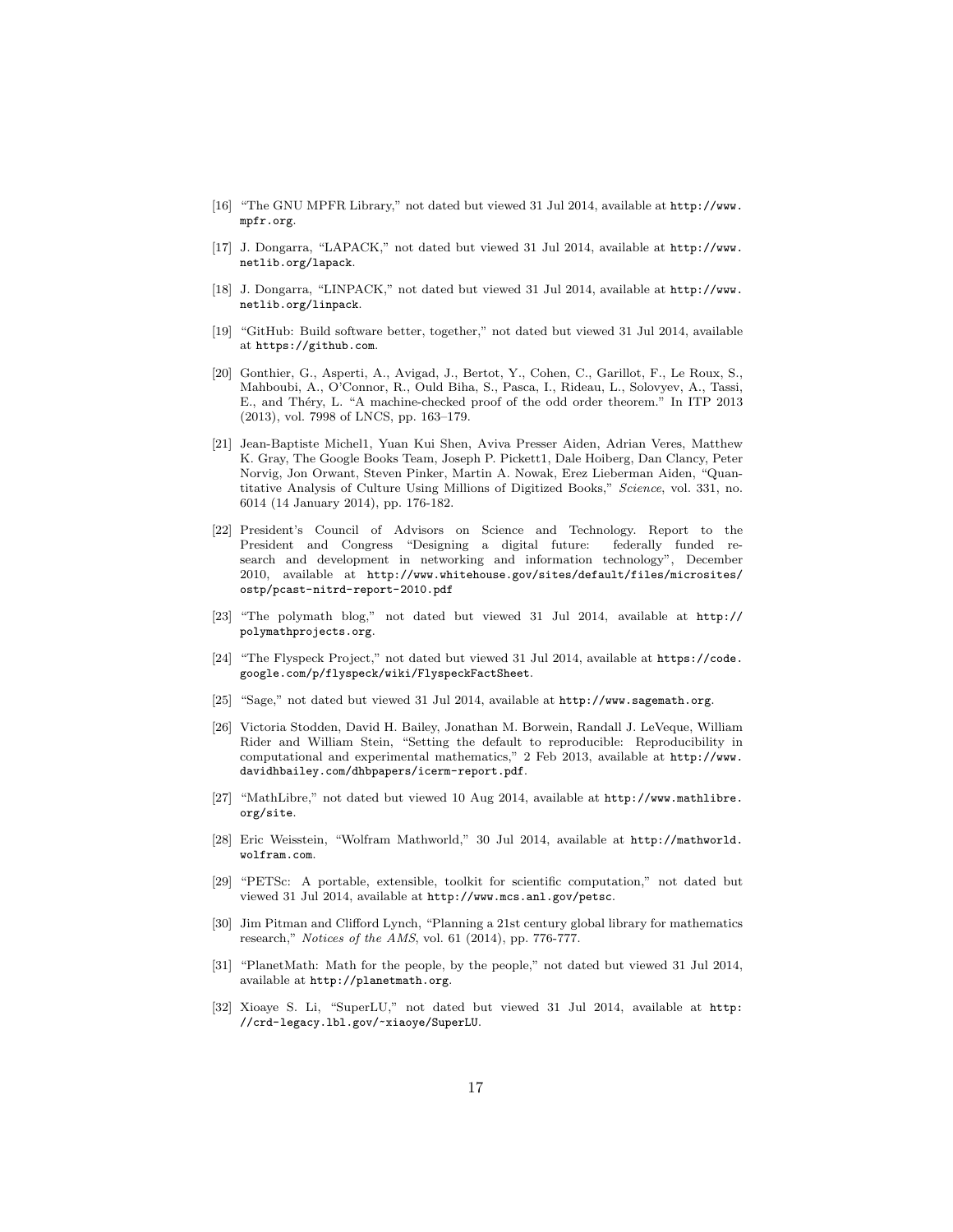[16] "The GNU MPFR Library," not dated but viewed 31 Jul 2014, available at http://www.mpfr.org.

[17] J. Dongarra, "LAPACK," not dated but viewed 31 Jul 2014, available at http://www.netlib.org/lapack.

[18] J. Dongarra, "LINPACK," not dated but viewed 31 Jul 2014, available at http://www.netlib.org/linpack.

[19] "GitHub: Build software better, together," not dated but viewed 31 Jul 2014, available at https://github.com.

[20] Gonthier, G., Asperti, A., Avigad, J., Bertot, Y., Cohen, C., Garillot, F., Le Roux, S., Mahboubi, A., O'Connor, R., Ould Biha, S., Pasca, I., Rideau, L., Solovyev, A., Tassi, E., and Théry, L. "A machine-checked proof of the odd order theorem." In ITP 2013 (2013), vol. 7998 of LNCS, pp. 163–179.

[21] Jean-Baptiste Michel1, Yuan Kui Shen, Aviva Presser Aiden, Adrian Veres, Matthew K. Gray, The Google Books Team, Joseph P. Pickett1, Dale Hoiberg, Dan Clancy, Peter Norvig, Jon Orwant, Steven Pinker, Martin A. Nowak, Erez Lieberman Aiden, "Quantitative Analysis of Culture Using Millions of Digitized Books," *Science*, vol. 331, no. 6014 (14 January 2014), pp. 176-182.

[22] President's Council of Advisors on Science and Technology. Report to the President and Congress "Designing a digital future: federally funded research and development in networking and information technology", December 2010, available at http://www.whitehouse.gov/sites/default/files/microsites/ostp/pcast-nitrd-report-2010.pdf

[23] "The polymath blog," not dated but viewed 31 Jul 2014, available at http://polymathprojects.org.

[24] "The Flyspeck Project," not dated but viewed 31 Jul 2014, available at https://code.google.com/p/flyspeck/wiki/FlyspeckFactSheet.

[25] "Sage," not dated but viewed 31 Jul 2014, available at http://www.sagemath.org.

[26] Victoria Stodden, David H. Bailey, Jonathan M. Borwein, Randall J. LeVeque, William Rider and William Stein, "Setting the default to reproducible: Reproducibility in computational and experimental mathematics," 2 Feb 2013, available at http://www.davidhbailey.com/dhbpapers/icerm-report.pdf.

[27] "MathLibre," not dated but viewed 10 Aug 2014, available at http://www.mathlibre.org/site.

[28] Eric Weisstein, "Wolfram Mathworld," 30 Jul 2014, available at http://mathworld.wolfram.com.

[29] "PETSc: A portable, extensible, toolkit for scientific computation," not dated but viewed 31 Jul 2014, available at http://www.mcs.anl.gov/petsc.

[30] Jim Pitman and Clifford Lynch, "Planning a 21st century global library for mathematics research," *Notices of the AMS*, vol. 61 (2014), pp. 776-777.

[31] "PlanetMath: Math for the people, by the people," not dated but viewed 31 Jul 2014, available at http://planetmath.org.

[32] Xioaye S. Li, "SuperLU," not dated but viewed 31 Jul 2014, available at http://crd-legacy.lbl.gov/~xiaoye/SuperLU.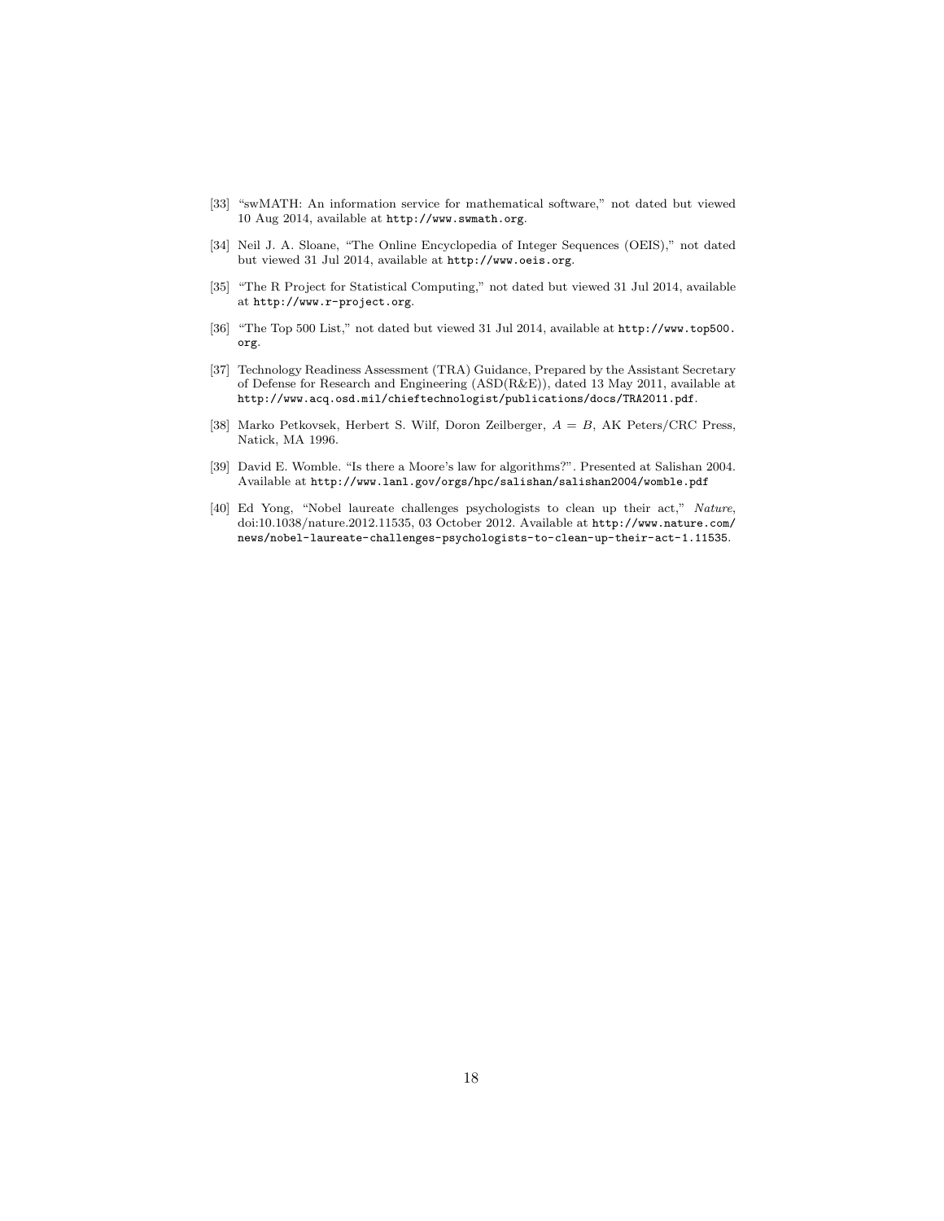[33] "swMATH: An information service for mathematical software," not dated but viewed 10 Aug 2014, available at http://www.swmath.org.

[34] Neil J. A. Sloane, "The Online Encyclopedia of Integer Sequences (OEIS)," not dated but viewed 31 Jul 2014, available at http://www.oeis.org.

[35] "The R Project for Statistical Computing," not dated but viewed 31 Jul 2014, available at http://www.r-project.org.

[36] "The Top 500 List," not dated but viewed 31 Jul 2014, available at http://www.top500.org.

[37] Technology Readiness Assessment (TRA) Guidance, Prepared by the Assistant Secretary of Defense for Research and Engineering (ASD(R&E)), dated 13 May 2011, available at http://www.acq.osd.mil/chieftechnologist/publications/docs/TRA2011.pdf.

[38] Marko Petkovsek, Herbert S. Wilf, Doron Zeilberger, $A = B$, AK Peters/CRC Press, Natick, MA 1996.

[39] David E. Womble. "Is there a Moore's law for algorithms?". Presented at Salishan 2004. Available at http://www.lanl.gov/orgs/hpc/salishan/salishan2004/womble.pdf

[40] Ed Yong, "Nobel laureate challenges psychologists to clean up their act," *Nature*, doi:10.1038/nature.2012.11535, 03 October 2012. Available at http://www.nature.com/news/nobel-laureate-challenges-psychologists-to-clean-up-their-act-1.11535.